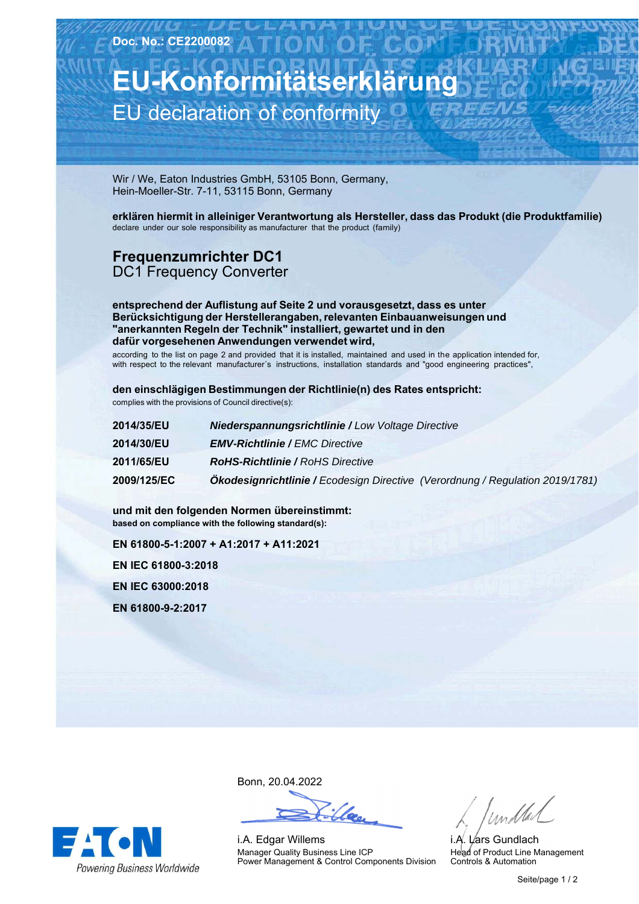Doc. No.: CE2200082

# EU-Konformitätserklärung

## EU declaration of conformity

Wir / We, Eaton Industries GmbH, 53105 Bonn, Germany,
Hein-Moeller-Str. 7-11, 53115 Bonn, Germany

**erklären hiermit in alleiniger Verantwortung als Hersteller, dass das Produkt (die Produktfamilie)**
declare under our sole responsibility as manufacturer that the product (family)

## Frequenzumrichter DC1
DC1 Frequency Converter

**entsprechend der Auflistung auf Seite 2 und vorausgesetzt, dass es unter Berücksichtigung der Herstellerangaben, relevanten Einbauanweisungen und "anerkannten Regeln der Technik" installiert, gewartet und in den dafür vorgesehenen Anwendungen verwendet wird,**
according to the list on page 2 and provided that it is installed, maintained and used in the application intended for, with respect to the relevant manufacturer´s instructions, installation standards and "good engineering practices",

**den einschlägigen Bestimmungen der Richtlinie(n) des Rates entspricht:**
complies with the provisions of Council directive(s):

| | |
|---|---|
| **2014/35/EU** | ***Niederspannungsrichtlinie /*** *Low Voltage Directive* |
| **2014/30/EU** | ***EMV-Richtlinie /*** *EMC Directive* |
| **2011/65/EU** | ***RoHS-Richtlinie /*** *RoHS Directive* |
| **2009/125/EC** | ***Ökodesignrichtlinie /*** *Ecodesign Directive (Verordnung / Regulation 2019/1781)* |

**und mit den folgenden Normen übereinstimmt:**
**based on compliance with the following standard(s):**

**EN 61800-5-1:2007 + A1:2017 + A11:2021**

**EN IEC 61800-3:2018**

**EN IEC 63000:2018**

**EN 61800-9-2:2017**

Bonn, 20.04.2022

i.A. Edgar Willems
Manager Quality Business Line ICP
Power Management & Control Components Division

i.A. Lars Gundlach
Head of Product Line Management
Controls & Automation

EATON
Powering Business Worldwide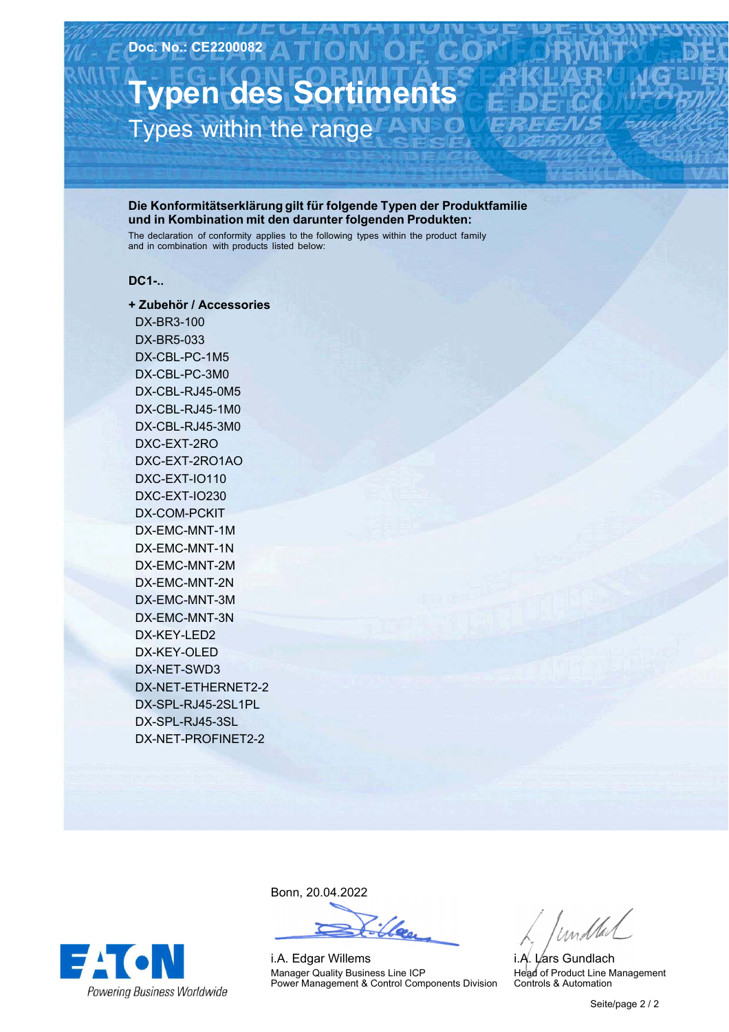Doc. No.: CE2200082

# Typen des Sortiments

Types within the range

**Die Konformitätserklärung gilt für folgende Typen der Produktfamilie und in Kombination mit den darunter folgenden Produkten:**

The declaration of conformity applies to the following types within the product family and in combination with products listed below:

**DC1-..**

**+ Zubehör / Accessories**

DX-BR3-100
DX-BR5-033
DX-CBL-PC-1M5
DX-CBL-PC-3M0
DX-CBL-RJ45-0M5
DX-CBL-RJ45-1M0
DX-CBL-RJ45-3M0
DXC-EXT-2RO
DXC-EXT-2RO1AO
DXC-EXT-IO110
DXC-EXT-IO230
DX-COM-PCKIT
DX-EMC-MNT-1M
DX-EMC-MNT-1N
DX-EMC-MNT-2M
DX-EMC-MNT-2N
DX-EMC-MNT-3M
DX-EMC-MNT-3N
DX-KEY-LED2
DX-KEY-OLED
DX-NET-SWD3
DX-NET-ETHERNET2-2
DX-SPL-RJ45-2SL1PL
DX-SPL-RJ45-3SL
DX-NET-PROFINET2-2

Bonn, 20.04.2022

i.A. Edgar Willems
Manager Quality Business Line ICP
Power Management & Control Components Division

i.A. Lars Gundlach
Head of Product Line Management
Controls & Automation

EATON
Powering Business Worldwide